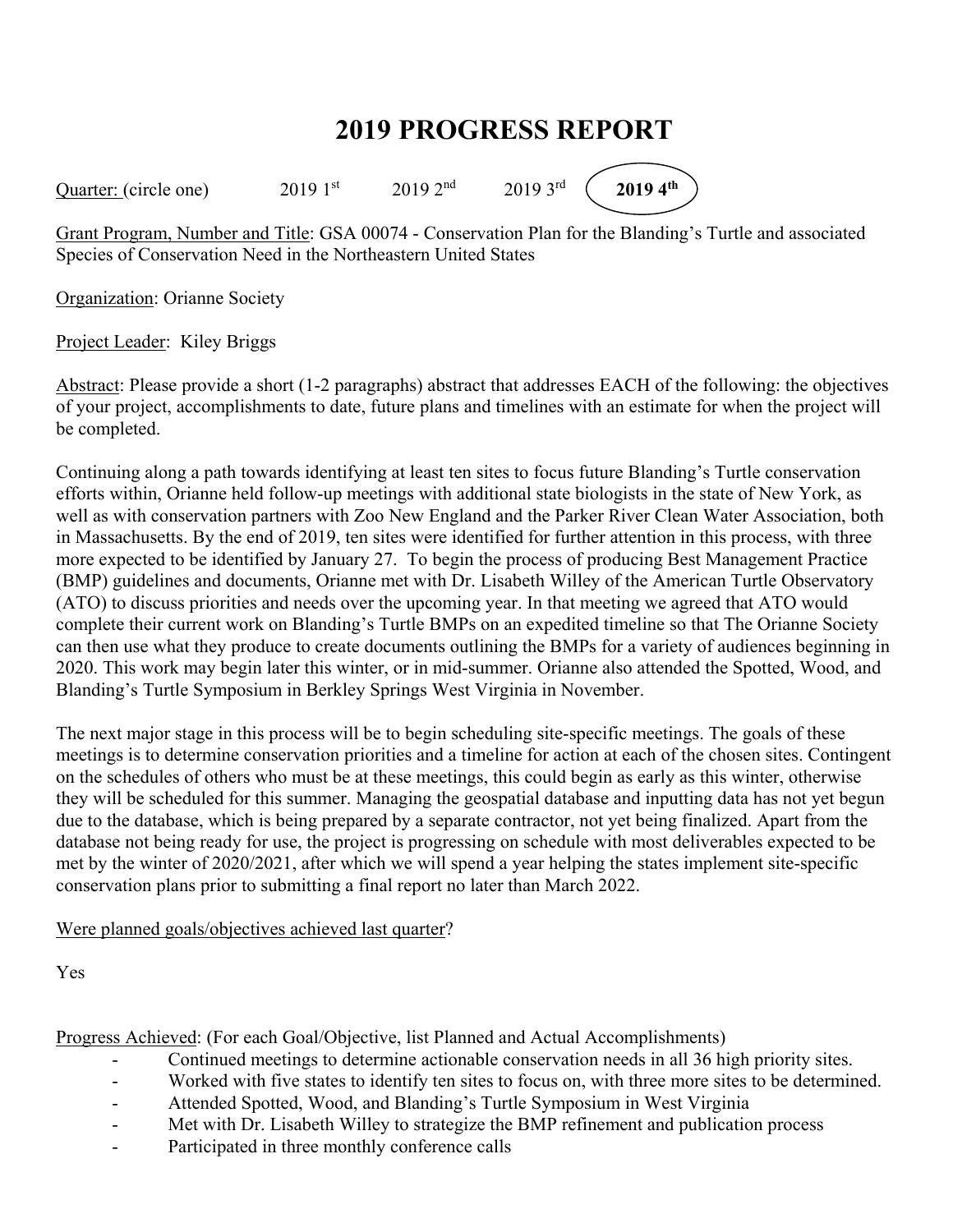# 2019 PROGRESS REPORT

Quarter: (circle one) 2019 1st 2019 2nd 2019 3rd **2019 4th** (circled)

Grant Program, Number and Title: GSA 00074 - Conservation Plan for the Blanding's Turtle and associated Species of Conservation Need in the Northeastern United States

Organization: Orianne Society

Project Leader: Kiley Briggs

Abstract: Please provide a short (1-2 paragraphs) abstract that addresses EACH of the following: the objectives of your project, accomplishments to date, future plans and timelines with an estimate for when the project will be completed.

Continuing along a path towards identifying at least ten sites to focus future Blanding's Turtle conservation efforts within, Orianne held follow-up meetings with additional state biologists in the state of New York, as well as with conservation partners with Zoo New England and the Parker River Clean Water Association, both in Massachusetts. By the end of 2019, ten sites were identified for further attention in this process, with three more expected to be identified by January 27. To begin the process of producing Best Management Practice (BMP) guidelines and documents, Orianne met with Dr. Lisabeth Willey of the American Turtle Observatory (ATO) to discuss priorities and needs over the upcoming year. In that meeting we agreed that ATO would complete their current work on Blanding's Turtle BMPs on an expedited timeline so that The Orianne Society can then use what they produce to create documents outlining the BMPs for a variety of audiences beginning in 2020. This work may begin later this winter, or in mid-summer. Orianne also attended the Spotted, Wood, and Blanding's Turtle Symposium in Berkley Springs West Virginia in November.

The next major stage in this process will be to begin scheduling site-specific meetings. The goals of these meetings is to determine conservation priorities and a timeline for action at each of the chosen sites. Contingent on the schedules of others who must be at these meetings, this could begin as early as this winter, otherwise they will be scheduled for this summer. Managing the geospatial database and inputting data has not yet begun due to the database, which is being prepared by a separate contractor, not yet being finalized. Apart from the database not being ready for use, the project is progressing on schedule with most deliverables expected to be met by the winter of 2020/2021, after which we will spend a year helping the states implement site-specific conservation plans prior to submitting a final report no later than March 2022.

Were planned goals/objectives achieved last quarter?

Yes

Progress Achieved: (For each Goal/Objective, list Planned and Actual Accomplishments)

- Continued meetings to determine actionable conservation needs in all 36 high priority sites.
- Worked with five states to identify ten sites to focus on, with three more sites to be determined.
- Attended Spotted, Wood, and Blanding's Turtle Symposium in West Virginia
- Met with Dr. Lisabeth Willey to strategize the BMP refinement and publication process
- Participated in three monthly conference calls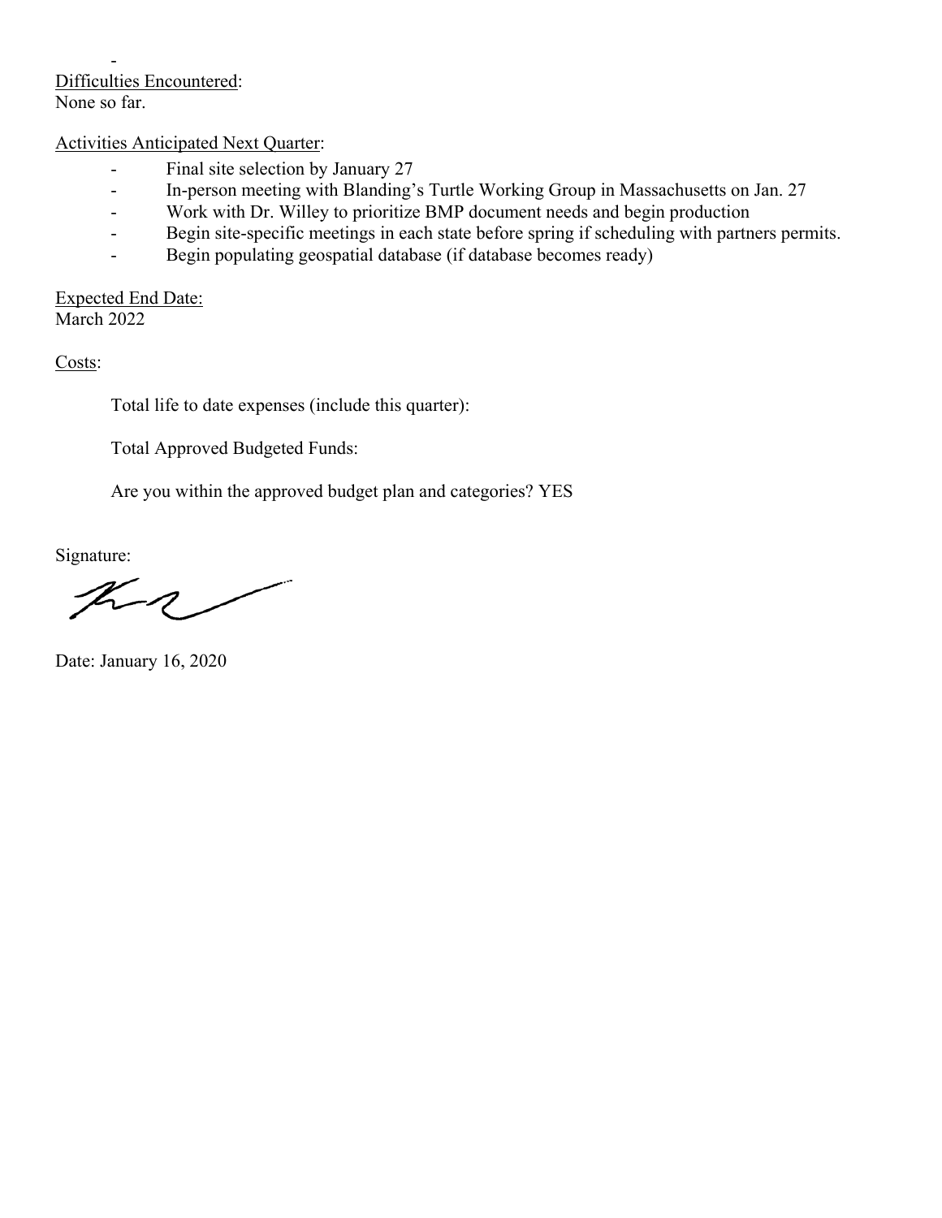-

Difficulties Encountered:
None so far.

Activities Anticipated Next Quarter:

- Final site selection by January 27
- In-person meeting with Blanding's Turtle Working Group in Massachusetts on Jan. 27
- Work with Dr. Willey to prioritize BMP document needs and begin production
- Begin site-specific meetings in each state before spring if scheduling with partners permits.
- Begin populating geospatial database (if database becomes ready)

Expected End Date:
March 2022

Costs:

Total life to date expenses (include this quarter):

Total Approved Budgeted Funds:

Are you within the approved budget plan and categories? YES

Signature:

Date: January 16, 2020